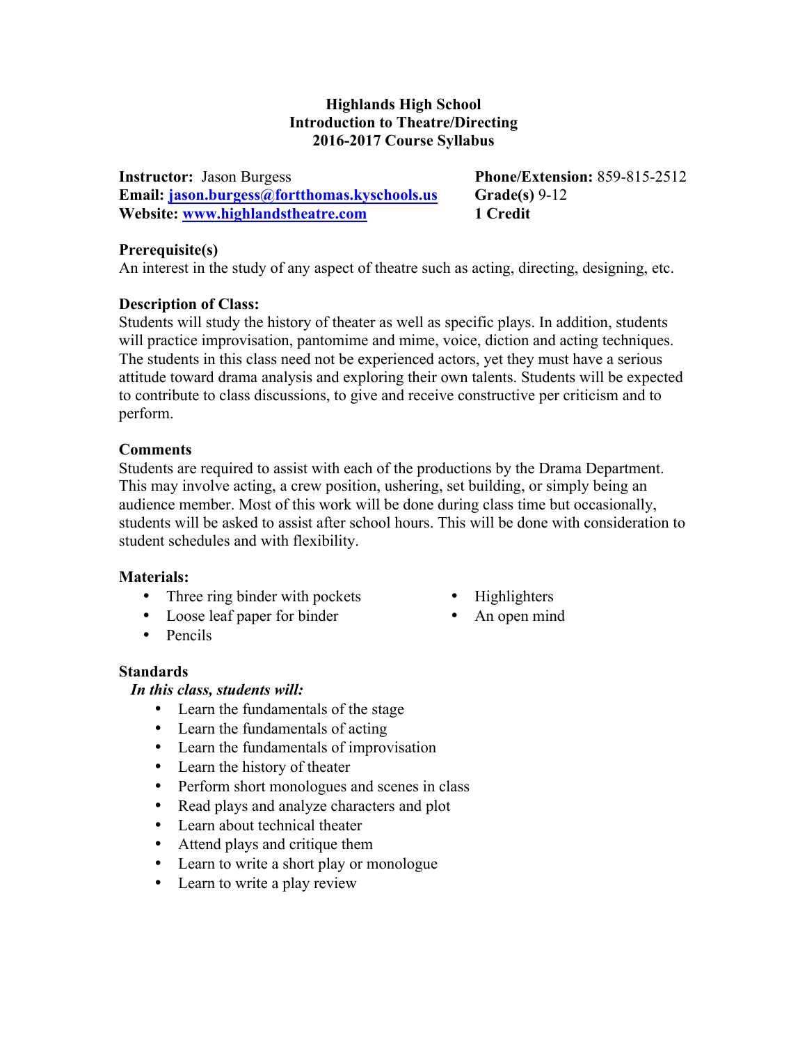**Highlands High School**
**Introduction to Theatre/Directing**
**2016-2017 Course Syllabus**

**Instructor:** Jason Burgess
**Email:** jason.burgess@fortthomas.kyschools.us
**Website:** www.highlandstheatre.com

**Phone/Extension:** 859-815-2512
**Grade(s)** 9-12
**1 Credit**

**Prerequisite(s)**

An interest in the study of any aspect of theatre such as acting, directing, designing, etc.

**Description of Class:**

Students will study the history of theater as well as specific plays. In addition, students will practice improvisation, pantomime and mime, voice, diction and acting techniques. The students in this class need not be experienced actors, yet they must have a serious attitude toward drama analysis and exploring their own talents. Students will be expected to contribute to class discussions, to give and receive constructive per criticism and to perform.

**Comments**

Students are required to assist with each of the productions by the Drama Department. This may involve acting, a crew position, ushering, set building, or simply being an audience member. Most of this work will be done during class time but occasionally, students will be asked to assist after school hours. This will be done with consideration to student schedules and with flexibility.

**Materials:**

- Three ring binder with pockets
- Loose leaf paper for binder
- Pencils
- Highlighters
- An open mind

**Standards**

***In this class, students will:***

- Learn the fundamentals of the stage
- Learn the fundamentals of acting
- Learn the fundamentals of improvisation
- Learn the history of theater
- Perform short monologues and scenes in class
- Read plays and analyze characters and plot
- Learn about technical theater
- Attend plays and critique them
- Learn to write a short play or monologue
- Learn to write a play review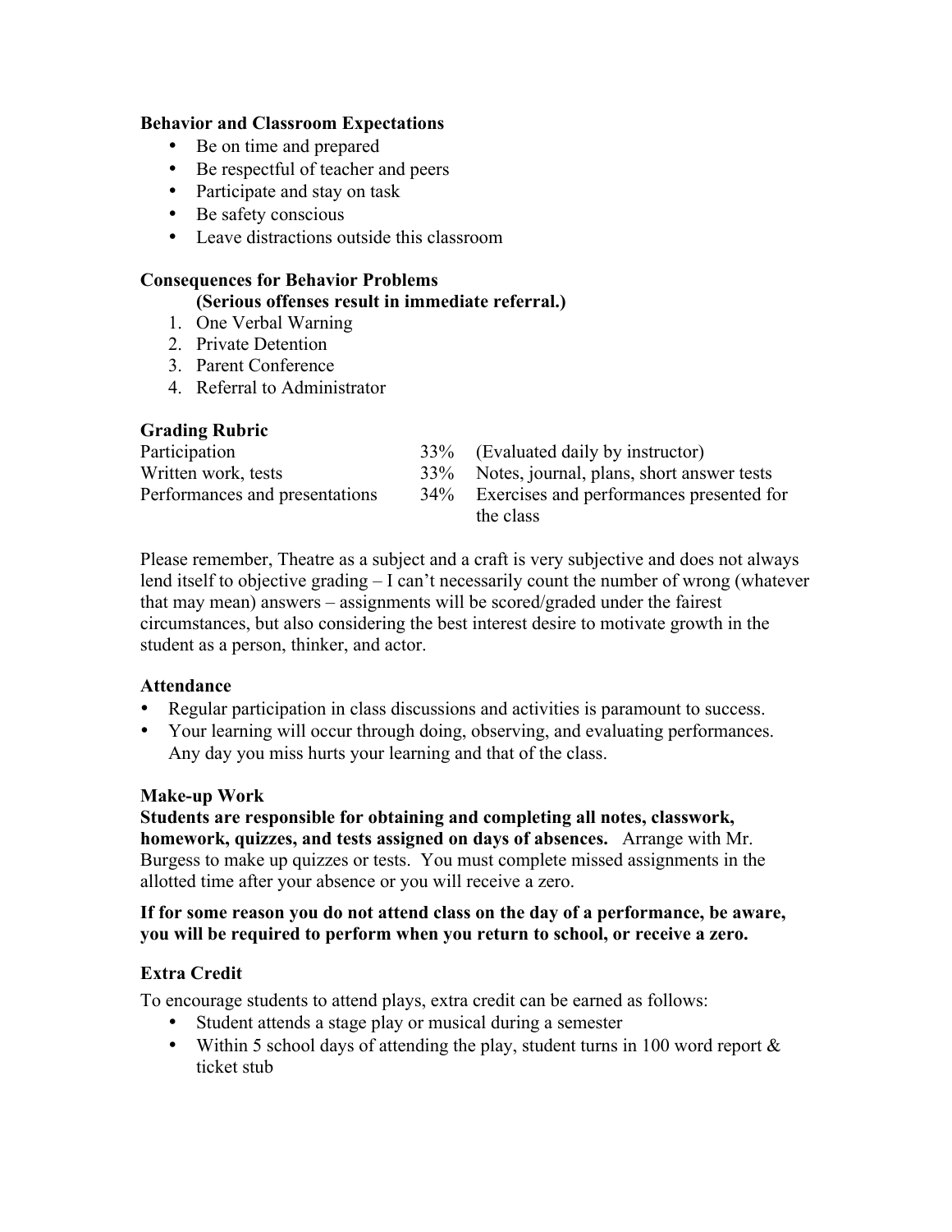### Behavior and Classroom Expectations

- Be on time and prepared
- Be respectful of teacher and peers
- Participate and stay on task
- Be safety conscious
- Leave distractions outside this classroom

### Consequences for Behavior Problems

**(Serious offenses result in immediate referral.)**

1. One Verbal Warning
2. Private Detention
3. Parent Conference
4. Referral to Administrator

### Grading Rubric

| | | |
|---|---|---|
| Participation | 33% | (Evaluated daily by instructor) |
| Written work, tests | 33% | Notes, journal, plans, short answer tests |
| Performances and presentations | 34% | Exercises and performances presented for the class |

Please remember, Theatre as a subject and a craft is very subjective and does not always lend itself to objective grading – I can't necessarily count the number of wrong (whatever that may mean) answers – assignments will be scored/graded under the fairest circumstances, but also considering the best interest desire to motivate growth in the student as a person, thinker, and actor.

### Attendance

- Regular participation in class discussions and activities is paramount to success.
- Your learning will occur through doing, observing, and evaluating performances. Any day you miss hurts your learning and that of the class.

### Make-up Work

**Students are responsible for obtaining and completing all notes, classwork, homework, quizzes, and tests assigned on days of absences.** Arrange with Mr. Burgess to make up quizzes or tests. You must complete missed assignments in the allotted time after your absence or you will receive a zero.

**If for some reason you do not attend class on the day of a performance, be aware, you will be required to perform when you return to school, or receive a zero.**

### Extra Credit

To encourage students to attend plays, extra credit can be earned as follows:

- Student attends a stage play or musical during a semester
- Within 5 school days of attending the play, student turns in 100 word report & ticket stub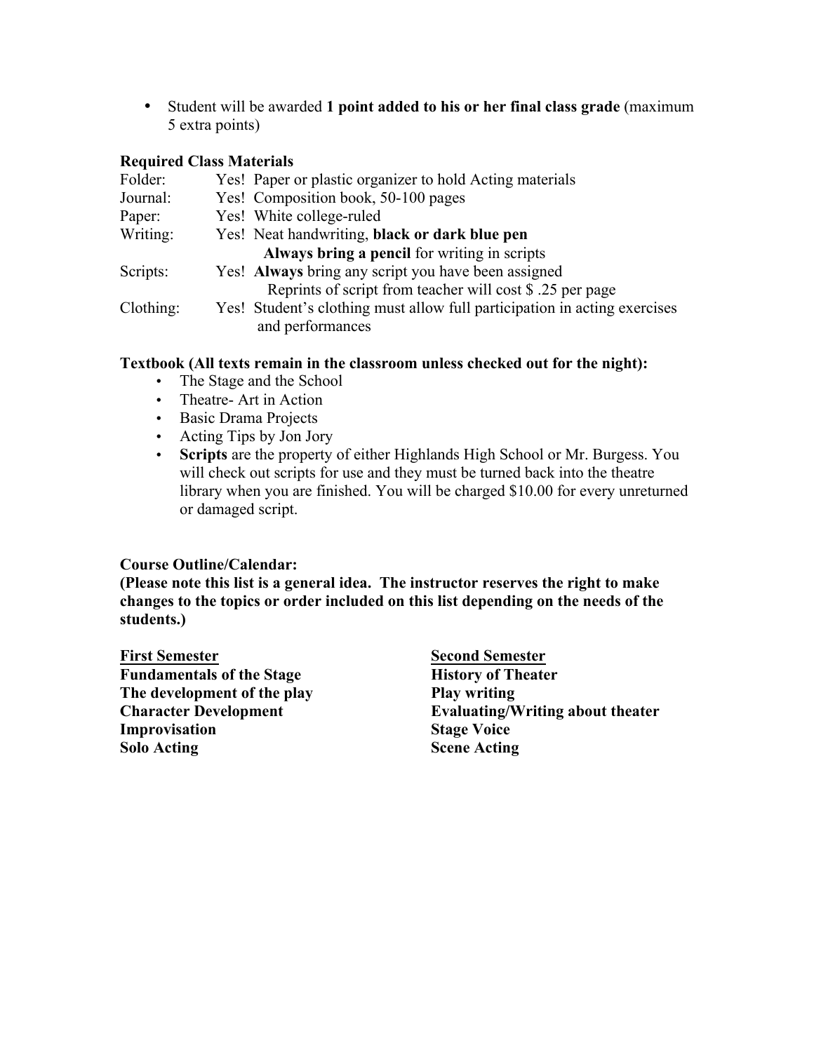- Student will be awarded **1 point added to his or her final class grade** (maximum 5 extra points)

**Required Class Materials**

| | |
|---|---|
| Folder: | Yes! Paper or plastic organizer to hold Acting materials |
| Journal: | Yes! Composition book, 50-100 pages |
| Paper: | Yes! White college-ruled |
| Writing: | Yes! Neat handwriting, **black or dark blue pen** **Always bring a pencil** for writing in scripts |
| Scripts: | Yes! **Always** bring any script you have been assigned Reprints of script from teacher will cost $ .25 per page |
| Clothing: | Yes! Student's clothing must allow full participation in acting exercises and performances |

**Textbook (All texts remain in the classroom unless checked out for the night):**

- The Stage and the School
- Theatre- Art in Action
- Basic Drama Projects
- Acting Tips by Jon Jory
- **Scripts** are the property of either Highlands High School or Mr. Burgess. You will check out scripts for use and they must be turned back into the theatre library when you are finished. You will be charged $10.00 for every unreturned or damaged script.

**Course Outline/Calendar:**
**(Please note this list is a general idea. The instructor reserves the right to make changes to the topics or order included on this list depending on the needs of the students.)**

**First Semester**
**Fundamentals of the Stage**
**The development of the play**
**Character Development**
**Improvisation**
**Solo Acting**

**Second Semester**
**History of Theater**
**Play writing**
**Evaluating/Writing about theater**
**Stage Voice**
**Scene Acting**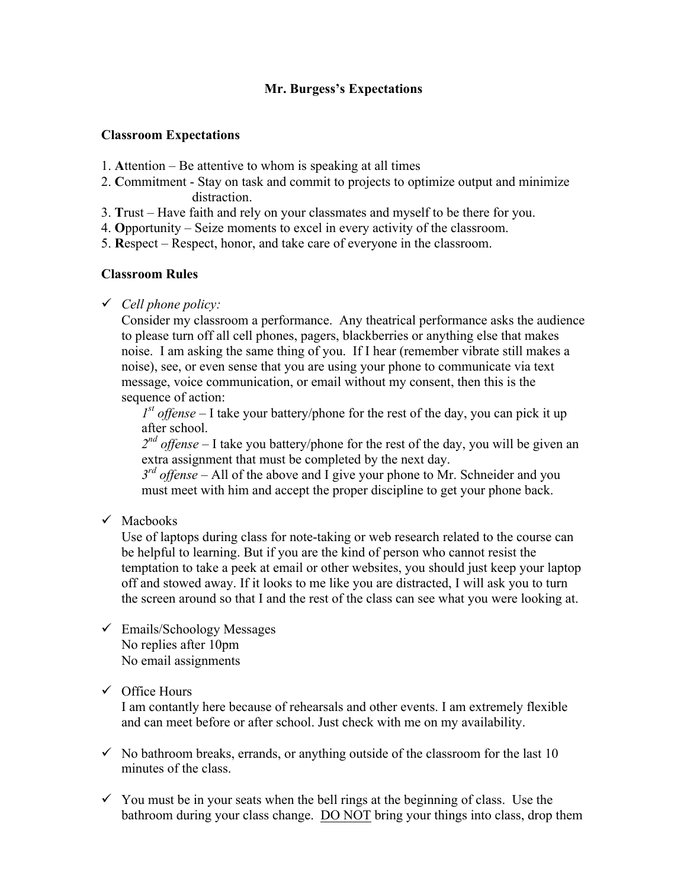## Mr. Burgess's Expectations

### Classroom Expectations

1. **A**ttention – Be attentive to whom is speaking at all times
2. **C**ommitment - Stay on task and commit to projects to optimize output and minimize distraction.
3. **T**rust – Have faith and rely on your classmates and myself to be there for you.
4. **O**pportunity – Seize moments to excel in every activity of the classroom.
5. **R**espect – Respect, honor, and take care of everyone in the classroom.

### Classroom Rules

- ✓ *Cell phone policy:*
  Consider my classroom a performance. Any theatrical performance asks the audience to please turn off all cell phones, pagers, blackberries or anything else that makes noise. I am asking the same thing of you. If I hear (remember vibrate still makes a noise), see, or even sense that you are using your phone to communicate via text message, voice communication, or email without my consent, then this is the sequence of action:
  - *1st offense* – I take your battery/phone for the rest of the day, you can pick it up after school.
  - *2nd offense* – I take you battery/phone for the rest of the day, you will be given an extra assignment that must be completed by the next day.
  - *3rd offense* – All of the above and I give your phone to Mr. Schneider and you must meet with him and accept the proper discipline to get your phone back.

- ✓ Macbooks
  Use of laptops during class for note-taking or web research related to the course can be helpful to learning. But if you are the kind of person who cannot resist the temptation to take a peek at email or other websites, you should just keep your laptop off and stowed away. If it looks to me like you are distracted, I will ask you to turn the screen around so that I and the rest of the class can see what you were looking at.

- ✓ Emails/Schoology Messages
  No replies after 10pm
  No email assignments

- ✓ Office Hours
  I am contantly here because of rehearsals and other events. I am extremely flexible and can meet before or after school. Just check with me on my availability.

- ✓ No bathroom breaks, errands, or anything outside of the classroom for the last 10 minutes of the class.

- ✓ You must be in your seats when the bell rings at the beginning of class. Use the bathroom during your class change. <u>DO NOT</u> bring your things into class, drop them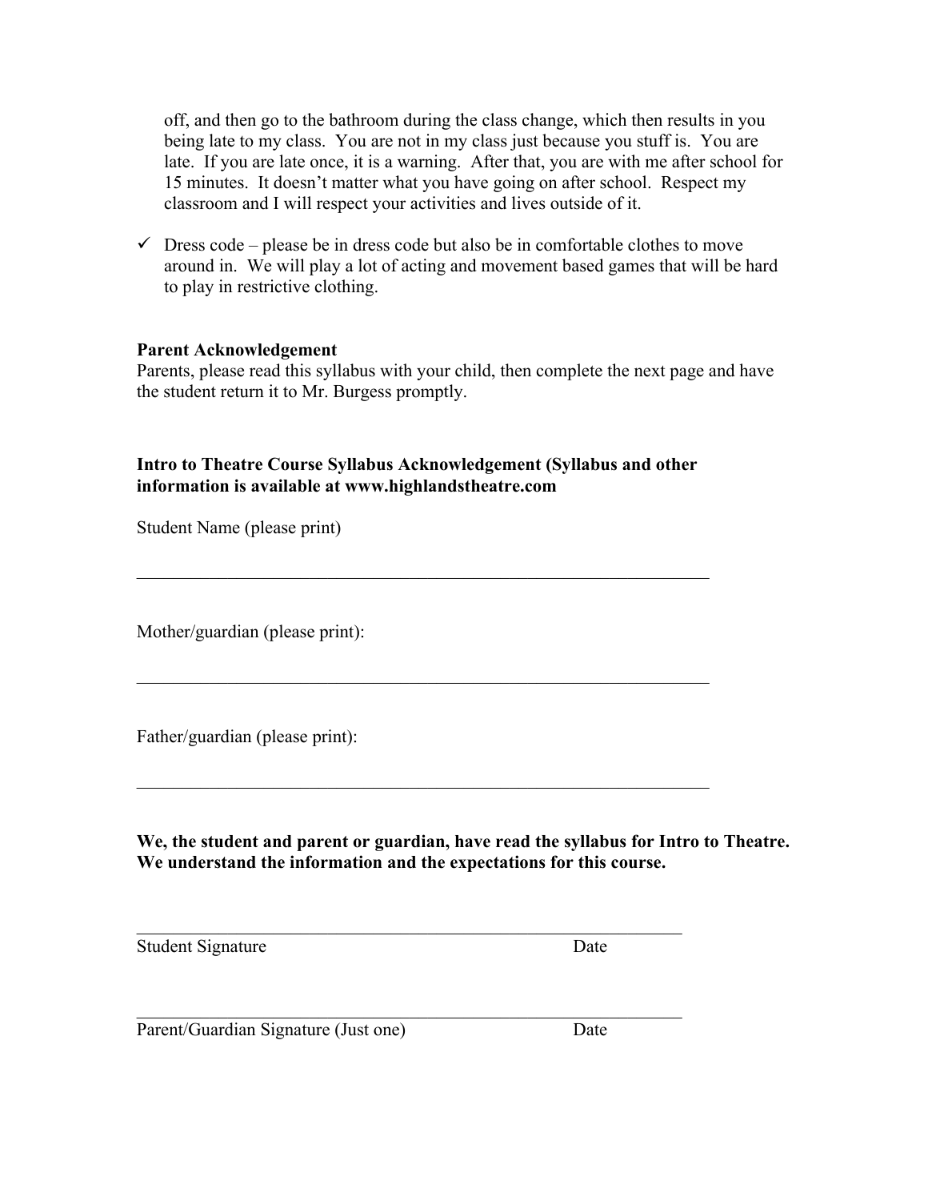off, and then go to the bathroom during the class change, which then results in you being late to my class. You are not in my class just because you stuff is. You are late. If you are late once, it is a warning. After that, you are with me after school for 15 minutes. It doesn't matter what you have going on after school. Respect my classroom and I will respect your activities and lives outside of it.

- ✓ Dress code – please be in dress code but also be in comfortable clothes to move around in. We will play a lot of acting and movement based games that will be hard to play in restrictive clothing.

**Parent Acknowledgement**
Parents, please read this syllabus with your child, then complete the next page and have the student return it to Mr. Burgess promptly.

**Intro to Theatre Course Syllabus Acknowledgement (Syllabus and other information is available at www.highlandstheatre.com**

Student Name (please print)

\_\_\_\_\_\_\_\_\_\_\_\_\_\_\_\_\_\_\_\_\_\_\_\_\_\_\_\_\_\_\_\_\_\_\_\_\_\_\_\_\_\_\_\_\_\_\_\_\_\_\_\_\_\_\_\_\_\_\_\_\_\_

Mother/guardian (please print):

\_\_\_\_\_\_\_\_\_\_\_\_\_\_\_\_\_\_\_\_\_\_\_\_\_\_\_\_\_\_\_\_\_\_\_\_\_\_\_\_\_\_\_\_\_\_\_\_\_\_\_\_\_\_\_\_\_\_\_\_\_\_

Father/guardian (please print):

\_\_\_\_\_\_\_\_\_\_\_\_\_\_\_\_\_\_\_\_\_\_\_\_\_\_\_\_\_\_\_\_\_\_\_\_\_\_\_\_\_\_\_\_\_\_\_\_\_\_\_\_\_\_\_\_\_\_\_\_\_\_

**We, the student and parent or guardian, have read the syllabus for Intro to Theatre. We understand the information and the expectations for this course.**

\_\_\_\_\_\_\_\_\_\_\_\_\_\_\_\_\_\_\_\_\_\_\_\_\_\_\_\_\_\_\_\_\_\_\_\_\_\_\_\_\_\_\_\_\_\_\_\_\_\_\_\_\_\_\_\_\_\_\_\_
Student Signature                                        Date

\_\_\_\_\_\_\_\_\_\_\_\_\_\_\_\_\_\_\_\_\_\_\_\_\_\_\_\_\_\_\_\_\_\_\_\_\_\_\_\_\_\_\_\_\_\_\_\_\_\_\_\_\_\_\_\_\_\_\_\_
Parent/Guardian Signature (Just one)                     Date